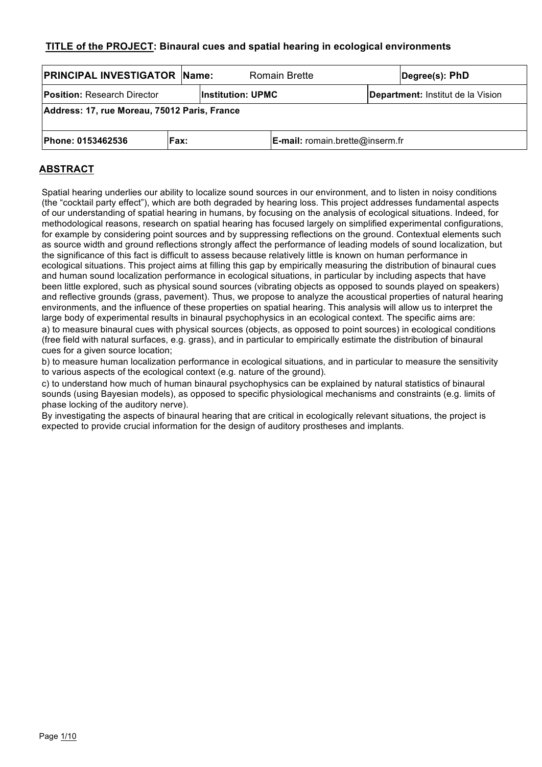**TITLE of the PROJECT: Binaural cues and spatial hearing in ecological environments**

| **PRINCIPAL INVESTIGATOR** | **Name:** Romain Brette | | **Degree(s): PhD** |
|---|---|---|---|
| **Position:** Research Director | **Institution: UPMC** | | **Department:** Institut de la Vision |
| **Address: 17, rue Moreau, 75012 Paris, France** | | | |
| **Phone: 0153462536** | **Fax:** | **E-mail:** romain.brette@inserm.fr | |

## ABSTRACT

Spatial hearing underlies our ability to localize sound sources in our environment, and to listen in noisy conditions (the "cocktail party effect"), which are both degraded by hearing loss. This project addresses fundamental aspects of our understanding of spatial hearing in humans, by focusing on the analysis of ecological situations. Indeed, for methodological reasons, research on spatial hearing has focused largely on simplified experimental configurations, for example by considering point sources and by suppressing reflections on the ground. Contextual elements such as source width and ground reflections strongly affect the performance of leading models of sound localization, but the significance of this fact is difficult to assess because relatively little is known on human performance in ecological situations. This project aims at filling this gap by empirically measuring the distribution of binaural cues and human sound localization performance in ecological situations, in particular by including aspects that have been little explored, such as physical sound sources (vibrating objects as opposed to sounds played on speakers) and reflective grounds (grass, pavement). Thus, we propose to analyze the acoustical properties of natural hearing environments, and the influence of these properties on spatial hearing. This analysis will allow us to interpret the large body of experimental results in binaural psychophysics in an ecological context. The specific aims are:

a) to measure binaural cues with physical sources (objects, as opposed to point sources) in ecological conditions (free field with natural surfaces, e.g. grass), and in particular to empirically estimate the distribution of binaural cues for a given source location;

b) to measure human localization performance in ecological situations, and in particular to measure the sensitivity to various aspects of the ecological context (e.g. nature of the ground).

c) to understand how much of human binaural psychophysics can be explained by natural statistics of binaural sounds (using Bayesian models), as opposed to specific physiological mechanisms and constraints (e.g. limits of phase locking of the auditory nerve).

By investigating the aspects of binaural hearing that are critical in ecologically relevant situations, the project is expected to provide crucial information for the design of auditory prostheses and implants.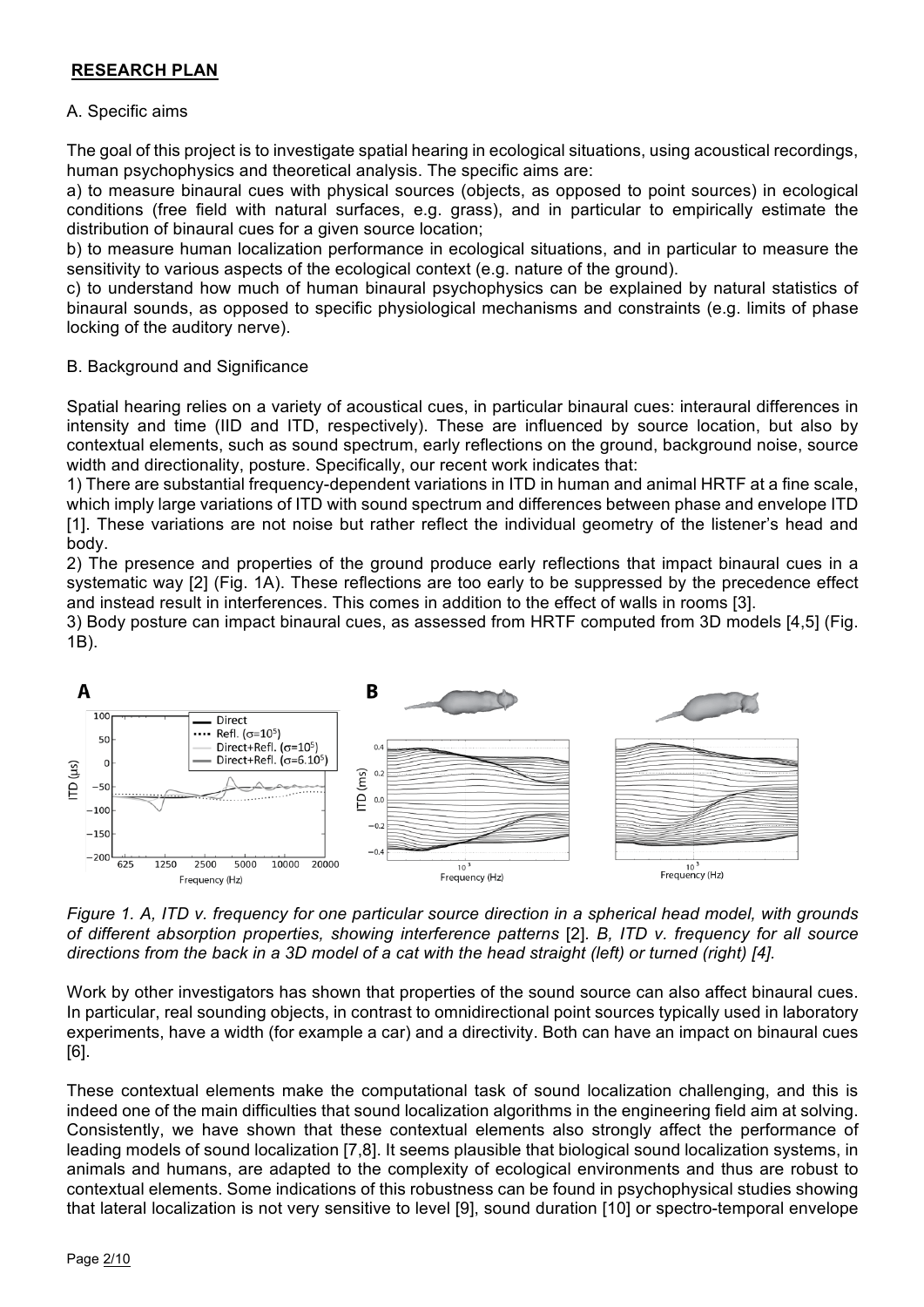## RESEARCH PLAN

A. Specific aims

The goal of this project is to investigate spatial hearing in ecological situations, using acoustical recordings, human psychophysics and theoretical analysis. The specific aims are:

a) to measure binaural cues with physical sources (objects, as opposed to point sources) in ecological conditions (free field with natural surfaces, e.g. grass), and in particular to empirically estimate the distribution of binaural cues for a given source location;

b) to measure human localization performance in ecological situations, and in particular to measure the sensitivity to various aspects of the ecological context (e.g. nature of the ground).

c) to understand how much of human binaural psychophysics can be explained by natural statistics of binaural sounds, as opposed to specific physiological mechanisms and constraints (e.g. limits of phase locking of the auditory nerve).

B. Background and Significance

Spatial hearing relies on a variety of acoustical cues, in particular binaural cues: interaural differences in intensity and time (IID and ITD, respectively). These are influenced by source location, but also by contextual elements, such as sound spectrum, early reflections on the ground, background noise, source width and directionality, posture. Specifically, our recent work indicates that:

1) There are substantial frequency-dependent variations in ITD in human and animal HRTF at a fine scale, which imply large variations of ITD with sound spectrum and differences between phase and envelope ITD [1]. These variations are not noise but rather reflect the individual geometry of the listener's head and body.

2) The presence and properties of the ground produce early reflections that impact binaural cues in a systematic way [2] (Fig. 1A). These reflections are too early to be suppressed by the precedence effect and instead result in interferences. This comes in addition to the effect of walls in rooms [3].

3) Body posture can impact binaural cues, as assessed from HRTF computed from 3D models [4,5] (Fig. 1B).

*Figure 1. A, ITD v. frequency for one particular source direction in a spherical head model, with grounds of different absorption properties, showing interference patterns* [2]. *B, ITD v. frequency for all source directions from the back in a 3D model of a cat with the head straight (left) or turned (right) [4].*

Work by other investigators has shown that properties of the sound source can also affect binaural cues. In particular, real sounding objects, in contrast to omnidirectional point sources typically used in laboratory experiments, have a width (for example a car) and a directivity. Both can have an impact on binaural cues [6].

These contextual elements make the computational task of sound localization challenging, and this is indeed one of the main difficulties that sound localization algorithms in the engineering field aim at solving. Consistently, we have shown that these contextual elements also strongly affect the performance of leading models of sound localization [7,8]. It seems plausible that biological sound localization systems, in animals and humans, are adapted to the complexity of ecological environments and thus are robust to contextual elements. Some indications of this robustness can be found in psychophysical studies showing that lateral localization is not very sensitive to level [9], sound duration [10] or spectro-temporal envelope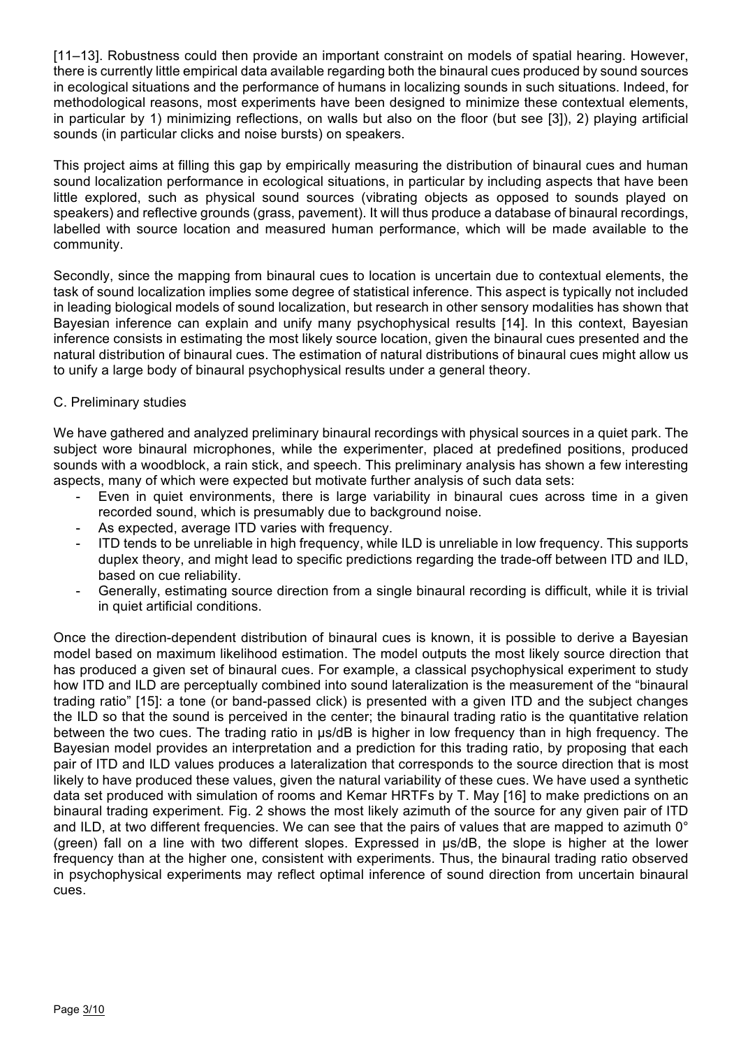[11–13]. Robustness could then provide an important constraint on models of spatial hearing. However, there is currently little empirical data available regarding both the binaural cues produced by sound sources in ecological situations and the performance of humans in localizing sounds in such situations. Indeed, for methodological reasons, most experiments have been designed to minimize these contextual elements, in particular by 1) minimizing reflections, on walls but also on the floor (but see [3]), 2) playing artificial sounds (in particular clicks and noise bursts) on speakers.

This project aims at filling this gap by empirically measuring the distribution of binaural cues and human sound localization performance in ecological situations, in particular by including aspects that have been little explored, such as physical sound sources (vibrating objects as opposed to sounds played on speakers) and reflective grounds (grass, pavement). It will thus produce a database of binaural recordings, labelled with source location and measured human performance, which will be made available to the community.

Secondly, since the mapping from binaural cues to location is uncertain due to contextual elements, the task of sound localization implies some degree of statistical inference. This aspect is typically not included in leading biological models of sound localization, but research in other sensory modalities has shown that Bayesian inference can explain and unify many psychophysical results [14]. In this context, Bayesian inference consists in estimating the most likely source location, given the binaural cues presented and the natural distribution of binaural cues. The estimation of natural distributions of binaural cues might allow us to unify a large body of binaural psychophysical results under a general theory.

C. Preliminary studies

We have gathered and analyzed preliminary binaural recordings with physical sources in a quiet park. The subject wore binaural microphones, while the experimenter, placed at predefined positions, produced sounds with a woodblock, a rain stick, and speech. This preliminary analysis has shown a few interesting aspects, many of which were expected but motivate further analysis of such data sets:

- Even in quiet environments, there is large variability in binaural cues across time in a given recorded sound, which is presumably due to background noise.
- As expected, average ITD varies with frequency.
- ITD tends to be unreliable in high frequency, while ILD is unreliable in low frequency. This supports duplex theory, and might lead to specific predictions regarding the trade-off between ITD and ILD, based on cue reliability.
- Generally, estimating source direction from a single binaural recording is difficult, while it is trivial in quiet artificial conditions.

Once the direction-dependent distribution of binaural cues is known, it is possible to derive a Bayesian model based on maximum likelihood estimation. The model outputs the most likely source direction that has produced a given set of binaural cues. For example, a classical psychophysical experiment to study how ITD and ILD are perceptually combined into sound lateralization is the measurement of the "binaural trading ratio" [15]: a tone (or band-passed click) is presented with a given ITD and the subject changes the ILD so that the sound is perceived in the center; the binaural trading ratio is the quantitative relation between the two cues. The trading ratio in µs/dB is higher in low frequency than in high frequency. The Bayesian model provides an interpretation and a prediction for this trading ratio, by proposing that each pair of ITD and ILD values produces a lateralization that corresponds to the source direction that is most likely to have produced these values, given the natural variability of these cues. We have used a synthetic data set produced with simulation of rooms and Kemar HRTFs by T. May [16] to make predictions on an binaural trading experiment. Fig. 2 shows the most likely azimuth of the source for any given pair of ITD and ILD, at two different frequencies. We can see that the pairs of values that are mapped to azimuth 0° (green) fall on a line with two different slopes. Expressed in µs/dB, the slope is higher at the lower frequency than at the higher one, consistent with experiments. Thus, the binaural trading ratio observed in psychophysical experiments may reflect optimal inference of sound direction from uncertain binaural cues.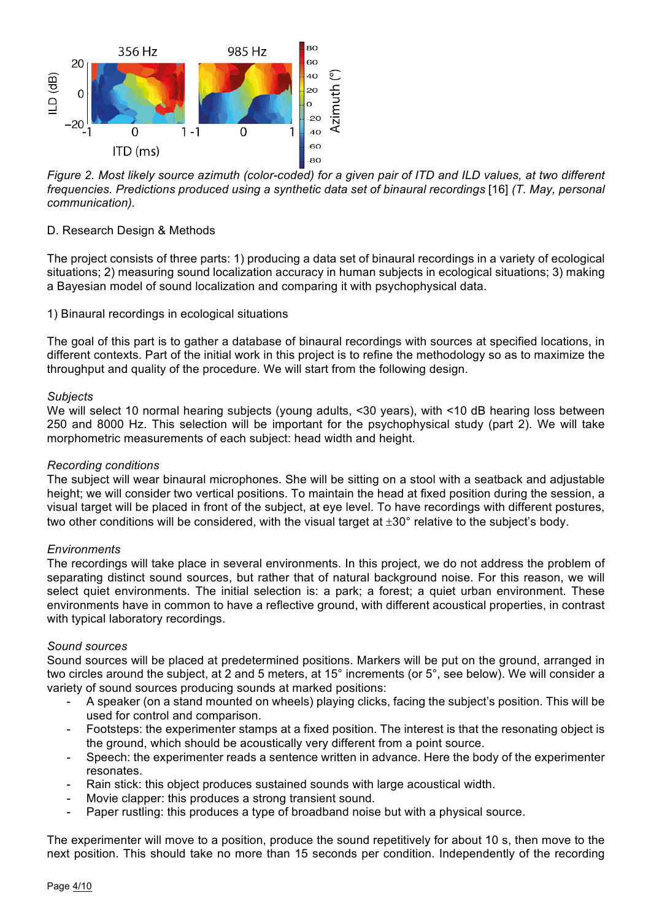*Figure 2. Most likely source azimuth (color-coded) for a given pair of ITD and ILD values, at two different frequencies. Predictions produced using a synthetic data set of binaural recordings* [16] *(T. May, personal communication).*

D. Research Design & Methods

The project consists of three parts: 1) producing a data set of binaural recordings in a variety of ecological situations; 2) measuring sound localization accuracy in human subjects in ecological situations; 3) making a Bayesian model of sound localization and comparing it with psychophysical data.

1) Binaural recordings in ecological situations

The goal of this part is to gather a database of binaural recordings with sources at specified locations, in different contexts. Part of the initial work in this project is to refine the methodology so as to maximize the throughput and quality of the procedure. We will start from the following design.

*Subjects*

We will select 10 normal hearing subjects (young adults, <30 years), with <10 dB hearing loss between 250 and 8000 Hz. This selection will be important for the psychophysical study (part 2). We will take morphometric measurements of each subject: head width and height.

*Recording conditions*

The subject will wear binaural microphones. She will be sitting on a stool with a seatback and adjustable height; we will consider two vertical positions. To maintain the head at fixed position during the session, a visual target will be placed in front of the subject, at eye level. To have recordings with different postures, two other conditions will be considered, with the visual target at ±30° relative to the subject's body.

*Environments*

The recordings will take place in several environments. In this project, we do not address the problem of separating distinct sound sources, but rather that of natural background noise. For this reason, we will select quiet environments. The initial selection is: a park; a forest; a quiet urban environment. These environments have in common to have a reflective ground, with different acoustical properties, in contrast with typical laboratory recordings.

*Sound sources*

Sound sources will be placed at predetermined positions. Markers will be put on the ground, arranged in two circles around the subject, at 2 and 5 meters, at 15° increments (or 5°, see below). We will consider a variety of sound sources producing sounds at marked positions:

- A speaker (on a stand mounted on wheels) playing clicks, facing the subject's position. This will be used for control and comparison.
- Footsteps: the experimenter stamps at a fixed position. The interest is that the resonating object is the ground, which should be acoustically very different from a point source.
- Speech: the experimenter reads a sentence written in advance. Here the body of the experimenter resonates.
- Rain stick: this object produces sustained sounds with large acoustical width.
- Movie clapper: this produces a strong transient sound.
- Paper rustling: this produces a type of broadband noise but with a physical source.

The experimenter will move to a position, produce the sound repetitively for about 10 s, then move to the next position. This should take no more than 15 seconds per condition. Independently of the recording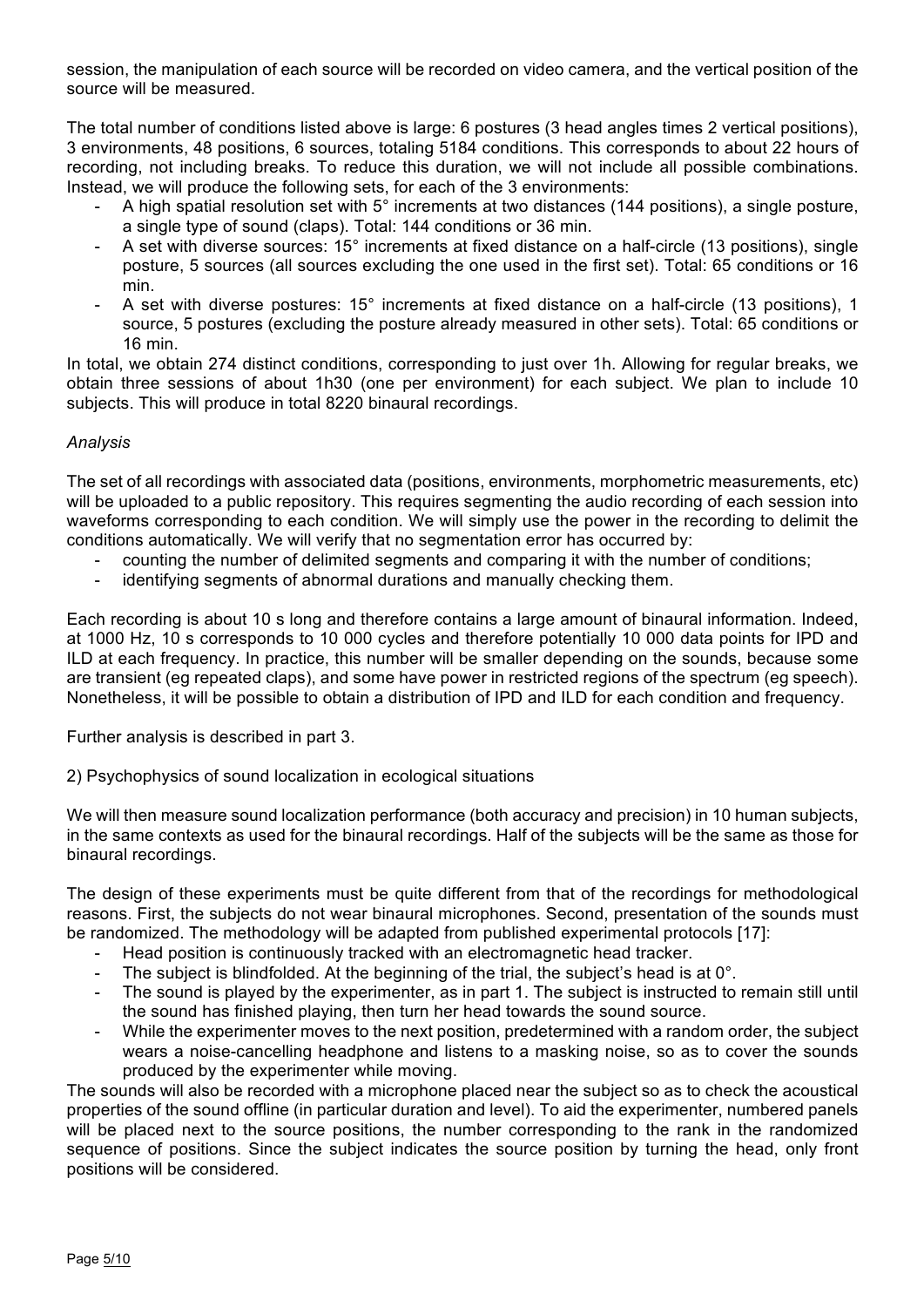session, the manipulation of each source will be recorded on video camera, and the vertical position of the source will be measured.

The total number of conditions listed above is large: 6 postures (3 head angles times 2 vertical positions), 3 environments, 48 positions, 6 sources, totaling 5184 conditions. This corresponds to about 22 hours of recording, not including breaks. To reduce this duration, we will not include all possible combinations. Instead, we will produce the following sets, for each of the 3 environments:

- A high spatial resolution set with 5° increments at two distances (144 positions), a single posture, a single type of sound (claps). Total: 144 conditions or 36 min.
- A set with diverse sources: 15° increments at fixed distance on a half-circle (13 positions), single posture, 5 sources (all sources excluding the one used in the first set). Total: 65 conditions or 16 min.
- A set with diverse postures: 15° increments at fixed distance on a half-circle (13 positions), 1 source, 5 postures (excluding the posture already measured in other sets). Total: 65 conditions or 16 min.

In total, we obtain 274 distinct conditions, corresponding to just over 1h. Allowing for regular breaks, we obtain three sessions of about 1h30 (one per environment) for each subject. We plan to include 10 subjects. This will produce in total 8220 binaural recordings.

*Analysis*

The set of all recordings with associated data (positions, environments, morphometric measurements, etc) will be uploaded to a public repository. This requires segmenting the audio recording of each session into waveforms corresponding to each condition. We will simply use the power in the recording to delimit the conditions automatically. We will verify that no segmentation error has occurred by:

- counting the number of delimited segments and comparing it with the number of conditions;
- identifying segments of abnormal durations and manually checking them.

Each recording is about 10 s long and therefore contains a large amount of binaural information. Indeed, at 1000 Hz, 10 s corresponds to 10 000 cycles and therefore potentially 10 000 data points for IPD and ILD at each frequency. In practice, this number will be smaller depending on the sounds, because some are transient (eg repeated claps), and some have power in restricted regions of the spectrum (eg speech). Nonetheless, it will be possible to obtain a distribution of IPD and ILD for each condition and frequency.

Further analysis is described in part 3.

2) Psychophysics of sound localization in ecological situations

We will then measure sound localization performance (both accuracy and precision) in 10 human subjects, in the same contexts as used for the binaural recordings. Half of the subjects will be the same as those for binaural recordings.

The design of these experiments must be quite different from that of the recordings for methodological reasons. First, the subjects do not wear binaural microphones. Second, presentation of the sounds must be randomized. The methodology will be adapted from published experimental protocols [17]:

- Head position is continuously tracked with an electromagnetic head tracker.
- The subject is blindfolded. At the beginning of the trial, the subject's head is at 0°.
- The sound is played by the experimenter, as in part 1. The subject is instructed to remain still until the sound has finished playing, then turn her head towards the sound source.
- While the experimenter moves to the next position, predetermined with a random order, the subject wears a noise-cancelling headphone and listens to a masking noise, so as to cover the sounds produced by the experimenter while moving.

The sounds will also be recorded with a microphone placed near the subject so as to check the acoustical properties of the sound offline (in particular duration and level). To aid the experimenter, numbered panels will be placed next to the source positions, the number corresponding to the rank in the randomized sequence of positions. Since the subject indicates the source position by turning the head, only front positions will be considered.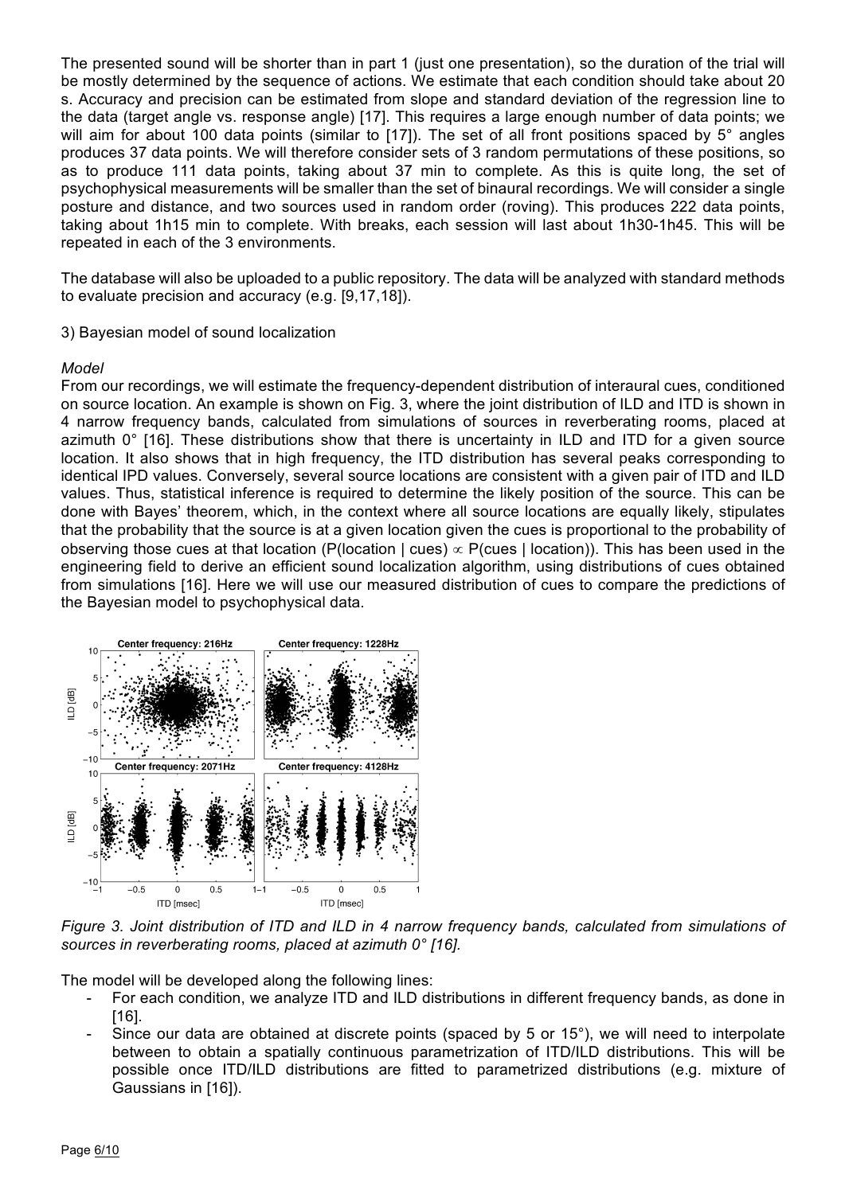The presented sound will be shorter than in part 1 (just one presentation), so the duration of the trial will be mostly determined by the sequence of actions. We estimate that each condition should take about 20 s. Accuracy and precision can be estimated from slope and standard deviation of the regression line to the data (target angle vs. response angle) [17]. This requires a large enough number of data points; we will aim for about 100 data points (similar to [17]). The set of all front positions spaced by 5° angles produces 37 data points. We will therefore consider sets of 3 random permutations of these positions, so as to produce 111 data points, taking about 37 min to complete. As this is quite long, the set of psychophysical measurements will be smaller than the set of binaural recordings. We will consider a single posture and distance, and two sources used in random order (roving). This produces 222 data points, taking about 1h15 min to complete. With breaks, each session will last about 1h30-1h45. This will be repeated in each of the 3 environments.

The database will also be uploaded to a public repository. The data will be analyzed with standard methods to evaluate precision and accuracy (e.g. [9,17,18]).

3) Bayesian model of sound localization

*Model*

From our recordings, we will estimate the frequency-dependent distribution of interaural cues, conditioned on source location. An example is shown on Fig. 3, where the joint distribution of ILD and ITD is shown in 4 narrow frequency bands, calculated from simulations of sources in reverberating rooms, placed at azimuth 0° [16]. These distributions show that there is uncertainty in ILD and ITD for a given source location. It also shows that in high frequency, the ITD distribution has several peaks corresponding to identical IPD values. Conversely, several source locations are consistent with a given pair of ITD and ILD values. Thus, statistical inference is required to determine the likely position of the source. This can be done with Bayes' theorem, which, in the context where all source locations are equally likely, stipulates that the probability that the source is at a given location given the cues is proportional to the probability of observing those cues at that location ($P(\text{location} \mid \text{cues}) \propto P(\text{cues} \mid \text{location})$). This has been used in the engineering field to derive an efficient sound localization algorithm, using distributions of cues obtained from simulations [16]. Here we will use our measured distribution of cues to compare the predictions of the Bayesian model to psychophysical data.

*Figure 3. Joint distribution of ITD and ILD in 4 narrow frequency bands, calculated from simulations of sources in reverberating rooms, placed at azimuth 0° [16].*

The model will be developed along the following lines:

- For each condition, we analyze ITD and ILD distributions in different frequency bands, as done in [16].
- Since our data are obtained at discrete points (spaced by 5 or 15°), we will need to interpolate between to obtain a spatially continuous parametrization of ITD/ILD distributions. This will be possible once ITD/ILD distributions are fitted to parametrized distributions (e.g. mixture of Gaussians in [16]).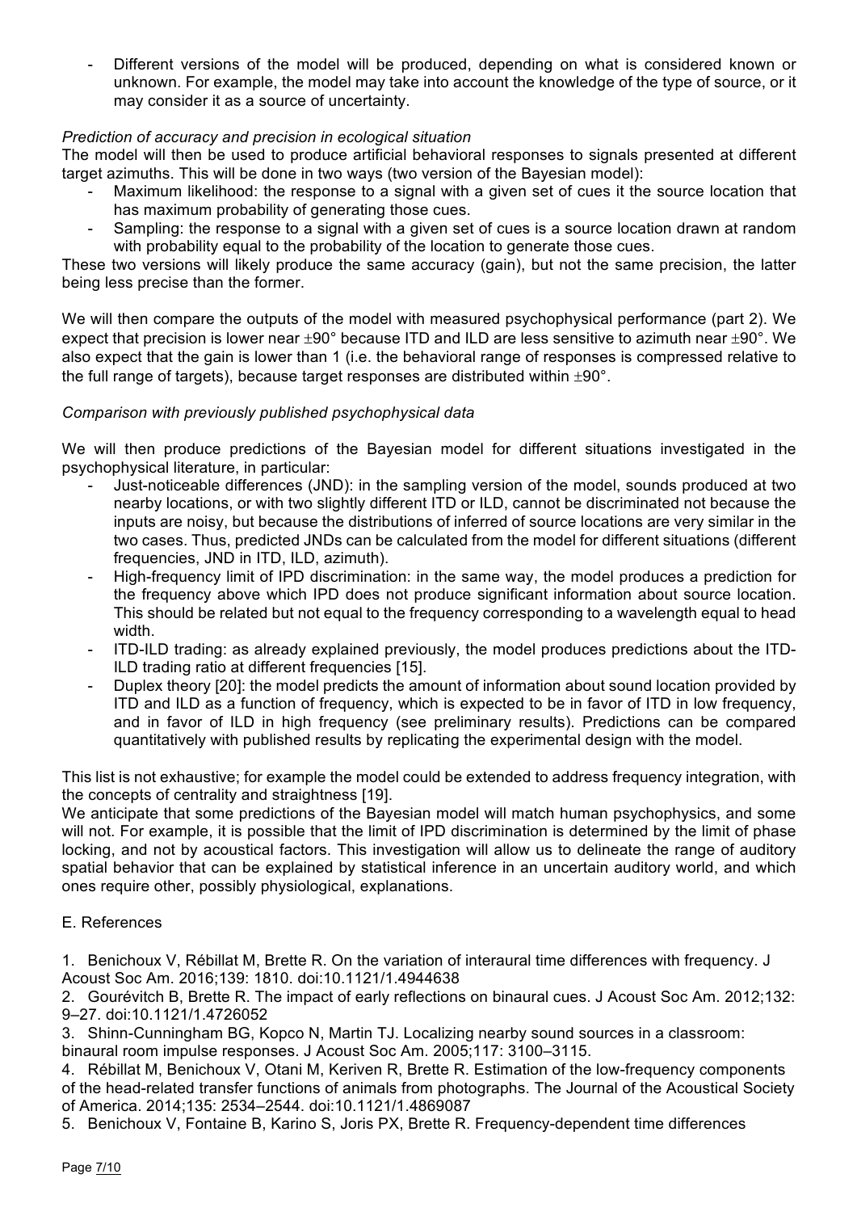- Different versions of the model will be produced, depending on what is considered known or unknown. For example, the model may take into account the knowledge of the type of source, or it may consider it as a source of uncertainty.

*Prediction of accuracy and precision in ecological situation*

The model will then be used to produce artificial behavioral responses to signals presented at different target azimuths. This will be done in two ways (two version of the Bayesian model):

- Maximum likelihood: the response to a signal with a given set of cues it the source location that has maximum probability of generating those cues.
- Sampling: the response to a signal with a given set of cues is a source location drawn at random with probability equal to the probability of the location to generate those cues.

These two versions will likely produce the same accuracy (gain), but not the same precision, the latter being less precise than the former.

We will then compare the outputs of the model with measured psychophysical performance (part 2). We expect that precision is lower near ±90° because ITD and ILD are less sensitive to azimuth near ±90°. We also expect that the gain is lower than 1 (i.e. the behavioral range of responses is compressed relative to the full range of targets), because target responses are distributed within ±90°.

*Comparison with previously published psychophysical data*

We will then produce predictions of the Bayesian model for different situations investigated in the psychophysical literature, in particular:

- Just-noticeable differences (JND): in the sampling version of the model, sounds produced at two nearby locations, or with two slightly different ITD or ILD, cannot be discriminated not because the inputs are noisy, but because the distributions of inferred of source locations are very similar in the two cases. Thus, predicted JNDs can be calculated from the model for different situations (different frequencies, JND in ITD, ILD, azimuth).
- High-frequency limit of IPD discrimination: in the same way, the model produces a prediction for the frequency above which IPD does not produce significant information about source location. This should be related but not equal to the frequency corresponding to a wavelength equal to head width.
- ITD-ILD trading: as already explained previously, the model produces predictions about the ITD-ILD trading ratio at different frequencies [15].
- Duplex theory [20]: the model predicts the amount of information about sound location provided by ITD and ILD as a function of frequency, which is expected to be in favor of ITD in low frequency, and in favor of ILD in high frequency (see preliminary results). Predictions can be compared quantitatively with published results by replicating the experimental design with the model.

This list is not exhaustive; for example the model could be extended to address frequency integration, with the concepts of centrality and straightness [19].

We anticipate that some predictions of the Bayesian model will match human psychophysics, and some will not. For example, it is possible that the limit of IPD discrimination is determined by the limit of phase locking, and not by acoustical factors. This investigation will allow us to delineate the range of auditory spatial behavior that can be explained by statistical inference in an uncertain auditory world, and which ones require other, possibly physiological, explanations.

## E. References

1. Benichoux V, Rébillat M, Brette R. On the variation of interaural time differences with frequency. J Acoust Soc Am. 2016;139: 1810. doi:10.1121/1.4944638
2. Gourévitch B, Brette R. The impact of early reflections on binaural cues. J Acoust Soc Am. 2012;132: 9–27. doi:10.1121/1.4726052
3. Shinn-Cunningham BG, Kopco N, Martin TJ. Localizing nearby sound sources in a classroom: binaural room impulse responses. J Acoust Soc Am. 2005;117: 3100–3115.
4. Rébillat M, Benichoux V, Otani M, Keriven R, Brette R. Estimation of the low-frequency components of the head-related transfer functions of animals from photographs. The Journal of the Acoustical Society of America. 2014;135: 2534–2544. doi:10.1121/1.4869087
5. Benichoux V, Fontaine B, Karino S, Joris PX, Brette R. Frequency-dependent time differences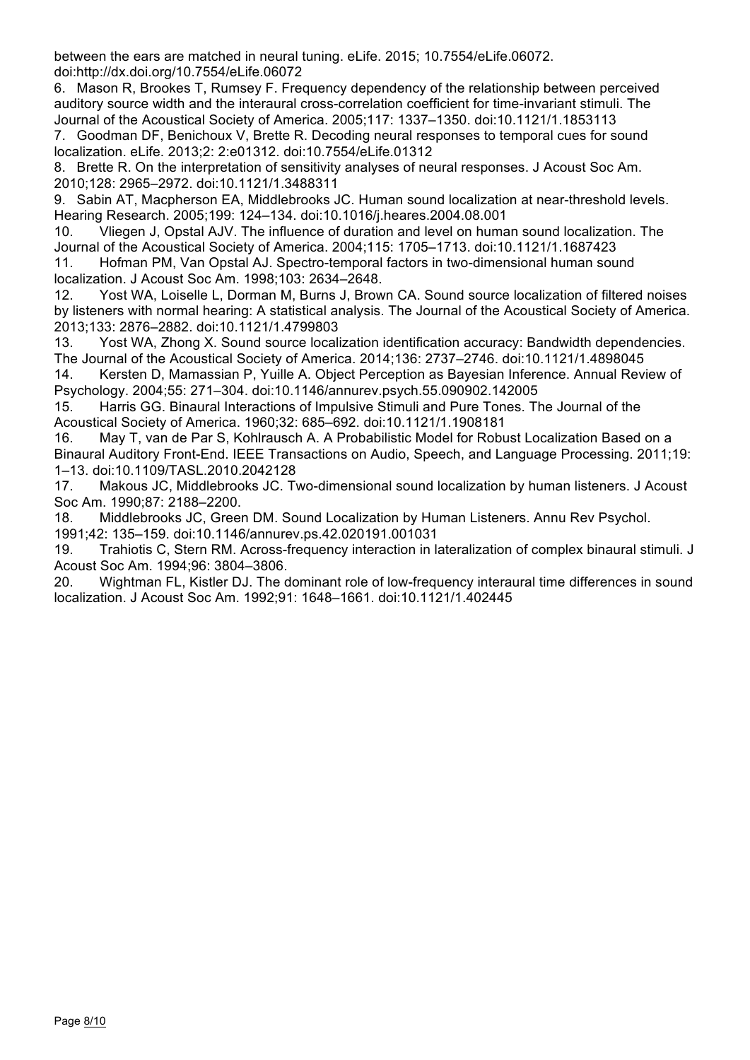between the ears are matched in neural tuning. eLife. 2015; 10.7554/eLife.06072. doi:http://dx.doi.org/10.7554/eLife.06072

6. Mason R, Brookes T, Rumsey F. Frequency dependency of the relationship between perceived auditory source width and the interaural cross-correlation coefficient for time-invariant stimuli. The Journal of the Acoustical Society of America. 2005;117: 1337–1350. doi:10.1121/1.1853113
7. Goodman DF, Benichoux V, Brette R. Decoding neural responses to temporal cues for sound localization. eLife. 2013;2: 2:e01312. doi:10.7554/eLife.01312
8. Brette R. On the interpretation of sensitivity analyses of neural responses. J Acoust Soc Am. 2010;128: 2965–2972. doi:10.1121/1.3488311
9. Sabin AT, Macpherson EA, Middlebrooks JC. Human sound localization at near-threshold levels. Hearing Research. 2005;199: 124–134. doi:10.1016/j.heares.2004.08.001
10. Vliegen J, Opstal AJV. The influence of duration and level on human sound localization. The Journal of the Acoustical Society of America. 2004;115: 1705–1713. doi:10.1121/1.1687423
11. Hofman PM, Van Opstal AJ. Spectro-temporal factors in two-dimensional human sound localization. J Acoust Soc Am. 1998;103: 2634–2648.
12. Yost WA, Loiselle L, Dorman M, Burns J, Brown CA. Sound source localization of filtered noises by listeners with normal hearing: A statistical analysis. The Journal of the Acoustical Society of America. 2013;133: 2876–2882. doi:10.1121/1.4799803
13. Yost WA, Zhong X. Sound source localization identification accuracy: Bandwidth dependencies. The Journal of the Acoustical Society of America. 2014;136: 2737–2746. doi:10.1121/1.4898045
14. Kersten D, Mamassian P, Yuille A. Object Perception as Bayesian Inference. Annual Review of Psychology. 2004;55: 271–304. doi:10.1146/annurev.psych.55.090902.142005
15. Harris GG. Binaural Interactions of Impulsive Stimuli and Pure Tones. The Journal of the Acoustical Society of America. 1960;32: 685–692. doi:10.1121/1.1908181
16. May T, van de Par S, Kohlrausch A. A Probabilistic Model for Robust Localization Based on a Binaural Auditory Front-End. IEEE Transactions on Audio, Speech, and Language Processing. 2011;19: 1–13. doi:10.1109/TASL.2010.2042128
17. Makous JC, Middlebrooks JC. Two-dimensional sound localization by human listeners. J Acoust Soc Am. 1990;87: 2188–2200.
18. Middlebrooks JC, Green DM. Sound Localization by Human Listeners. Annu Rev Psychol. 1991;42: 135–159. doi:10.1146/annurev.ps.42.020191.001031
19. Trahiotis C, Stern RM. Across-frequency interaction in lateralization of complex binaural stimuli. J Acoust Soc Am. 1994;96: 3804–3806.
20. Wightman FL, Kistler DJ. The dominant role of low-frequency interaural time differences in sound localization. J Acoust Soc Am. 1992;91: 1648–1661. doi:10.1121/1.402445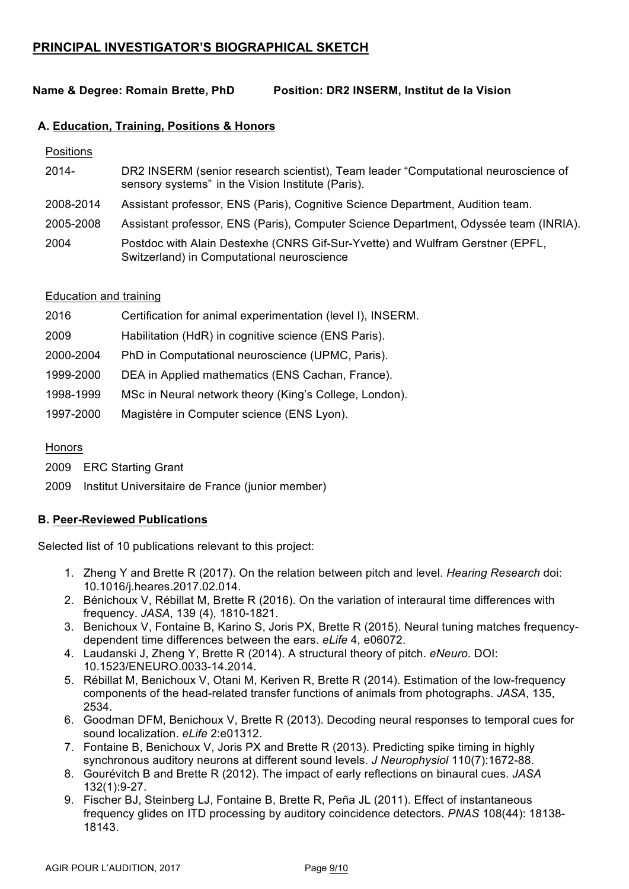## PRINCIPAL INVESTIGATOR'S BIOGRAPHICAL SKETCH

**Name & Degree: Romain Brette, PhD** **Position: DR2 INSERM, Institut de la Vision**

### A. Education, Training, Positions & Honors

Positions

| | |
|---|---|
| 2014- | DR2 INSERM (senior research scientist), Team leader "Computational neuroscience of sensory systems" in the Vision Institute (Paris). |
| 2008-2014 | Assistant professor, ENS (Paris), Cognitive Science Department, Audition team. |
| 2005-2008 | Assistant professor, ENS (Paris), Computer Science Department, Odyssée team (INRIA). |
| 2004 | Postdoc with Alain Destexhe (CNRS Gif-Sur-Yvette) and Wulfram Gerstner (EPFL, Switzerland) in Computational neuroscience |

Education and training

| | |
|---|---|
| 2016 | Certification for animal experimentation (level I), INSERM. |
| 2009 | Habilitation (HdR) in cognitive science (ENS Paris). |
| 2000-2004 | PhD in Computational neuroscience (UPMC, Paris). |
| 1999-2000 | DEA in Applied mathematics (ENS Cachan, France). |
| 1998-1999 | MSc in Neural network theory (King's College, London). |
| 1997-2000 | Magistère in Computer science (ENS Lyon). |

Honors

2009 ERC Starting Grant

2009 Institut Universitaire de France (junior member)

### B. Peer-Reviewed Publications

Selected list of 10 publications relevant to this project:

1. Zheng Y and Brette R (2017). On the relation between pitch and level. *Hearing Research* doi: 10.1016/j.heares.2017.02.014.
2. Bénichoux V, Rébillat M, Brette R (2016). On the variation of interaural time differences with frequency. *JASA*, 139 (4), 1810-1821.
3. Benichoux V, Fontaine B, Karino S, Joris PX, Brette R (2015). Neural tuning matches frequency-dependent time differences between the ears. *eLife* 4, e06072.
4. Laudanski J, Zheng Y, Brette R (2014). A structural theory of pitch. *eNeuro*. DOI: 10.1523/ENEURO.0033-14.2014.
5. Rébillat M, Benichoux V, Otani M, Keriven R, Brette R (2014). Estimation of the low-frequency components of the head-related transfer functions of animals from photographs. *JASA*, 135, 2534.
6. Goodman DFM, Benichoux V, Brette R (2013). Decoding neural responses to temporal cues for sound localization. *eLife* 2:e01312.
7. Fontaine B, Benichoux V, Joris PX and Brette R (2013). Predicting spike timing in highly synchronous auditory neurons at different sound levels. *J Neurophysiol* 110(7):1672-88.
8. Gourévitch B and Brette R (2012). The impact of early reflections on binaural cues. *JASA* 132(1):9-27.
9. Fischer BJ, Steinberg LJ, Fontaine B, Brette R, Peña JL (2011). Effect of instantaneous frequency glides on ITD processing by auditory coincidence detectors. *PNAS* 108(44): 18138-18143.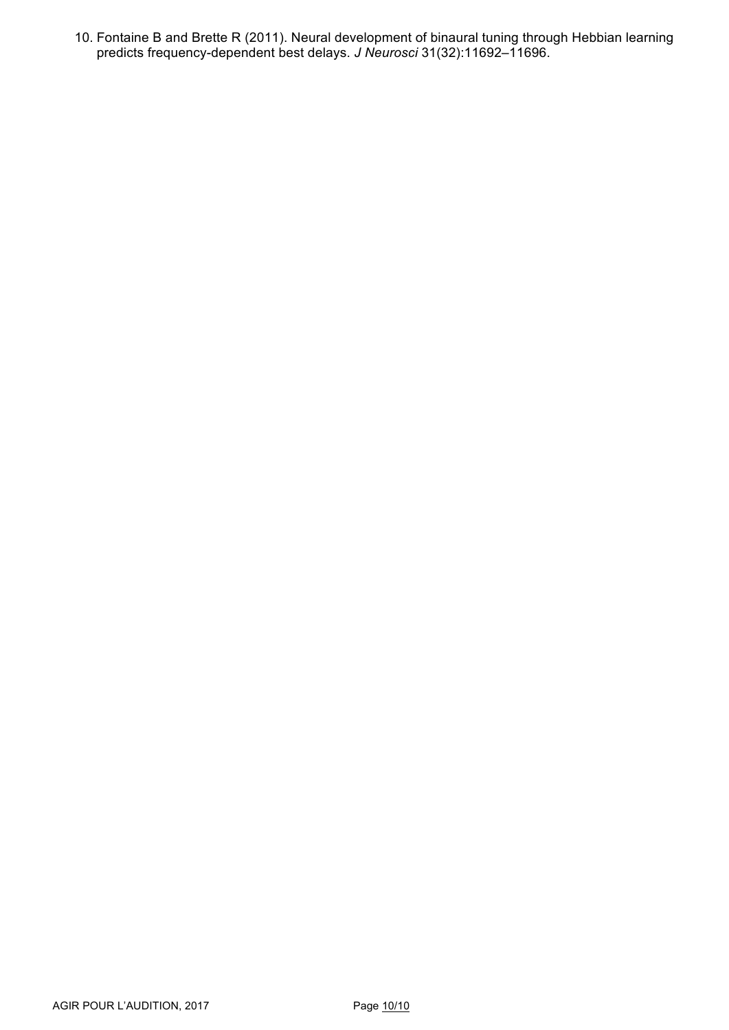10. Fontaine B and Brette R (2011). Neural development of binaural tuning through Hebbian learning predicts frequency-dependent best delays. *J Neurosci* 31(32):11692–11696.